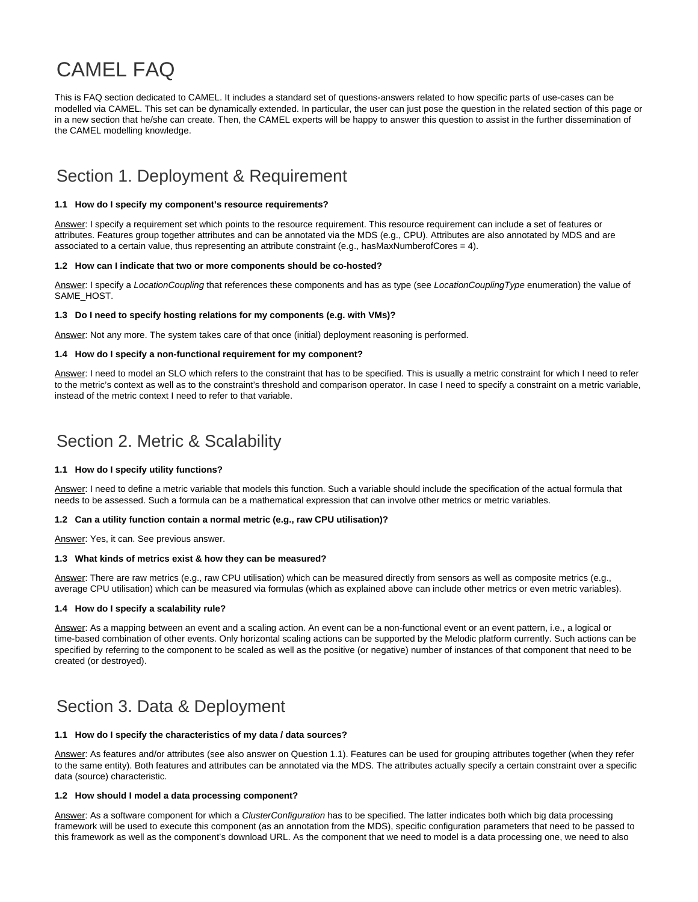# CAMEL FAQ

This is FAQ section dedicated to CAMEL. It includes a standard set of questions-answers related to how specific parts of use-cases can be modelled via CAMEL. This set can be dynamically extended. In particular, the user can just pose the question in the related section of this page or in a new section that he/she can create. Then, the CAMEL experts will be happy to answer this question to assist in the further dissemination of the CAMEL modelling knowledge.

## Section 1. Deployment & Requirement

#### 1.1 How do I specify my component's resource requirements?

Answer: I specify a requirement set which points to the resource requirement. This resource requirement can include a set of features or attributes. Features group together attributes and can be annotated via the MDS (e.g., CPU). Attributes are also annotated by MDS and are associated to a certain value, thus representing an attribute constraint (e.g., hasMaxNumberofCores = 4).

#### 1.2 How can I indicate that two or more components should be co-hosted?

Answer: I specify a *LocationCoupling* that references these components and has as type (see *LocationCouplingType* enumeration) the value of SAME_HOST.

#### 1.3 Do I need to specify hosting relations for my components (e.g. with VMs)?

Answer: Not any more. The system takes care of that once (initial) deployment reasoning is performed.

#### 1.4 How do I specify a non-functional requirement for my component?

Answer: I need to model an SLO which refers to the constraint that has to be specified. This is usually a metric constraint for which I need to refer to the metric's context as well as to the constraint's threshold and comparison operator. In case I need to specify a constraint on a metric variable, instead of the metric context I need to refer to that variable.

## Section 2. Metric & Scalability

#### 1.1 How do I specify utility functions?

Answer: I need to define a metric variable that models this function. Such a variable should include the specification of the actual formula that needs to be assessed. Such a formula can be a mathematical expression that can involve other metrics or metric variables.

#### 1.2 Can a utility function contain a normal metric (e.g., raw CPU utilisation)?

Answer: Yes, it can. See previous answer.

#### 1.3 What kinds of metrics exist & how they can be measured?

Answer: There are raw metrics (e.g., raw CPU utilisation) which can be measured directly from sensors as well as composite metrics (e.g., average CPU utilisation) which can be measured via formulas (which as explained above can include other metrics or even metric variables).

#### 1.4 How do I specify a scalability rule?

Answer: As a mapping between an event and a scaling action. An event can be a non-functional event or an event pattern, i.e., a logical or time-based combination of other events. Only horizontal scaling actions can be supported by the Melodic platform currently. Such actions can be specified by referring to the component to be scaled as well as the positive (or negative) number of instances of that component that need to be created (or destroyed).

## Section 3. Data & Deployment

#### 1.1 How do I specify the characteristics of my data / data sources?

Answer: As features and/or attributes (see also answer on Question 1.1). Features can be used for grouping attributes together (when they refer to the same entity). Both features and attributes can be annotated via the MDS. The attributes actually specify a certain constraint over a specific data (source) characteristic.

#### 1.2 How should I model a data processing component?

Answer: As a software component for which a *ClusterConfiguration* has to be specified. The latter indicates both which big data processing framework will be used to execute this component (as an annotation from the MDS), specific configuration parameters that need to be passed to this framework as well as the component's download URL. As the component that we need to model is a data processing one, we need to also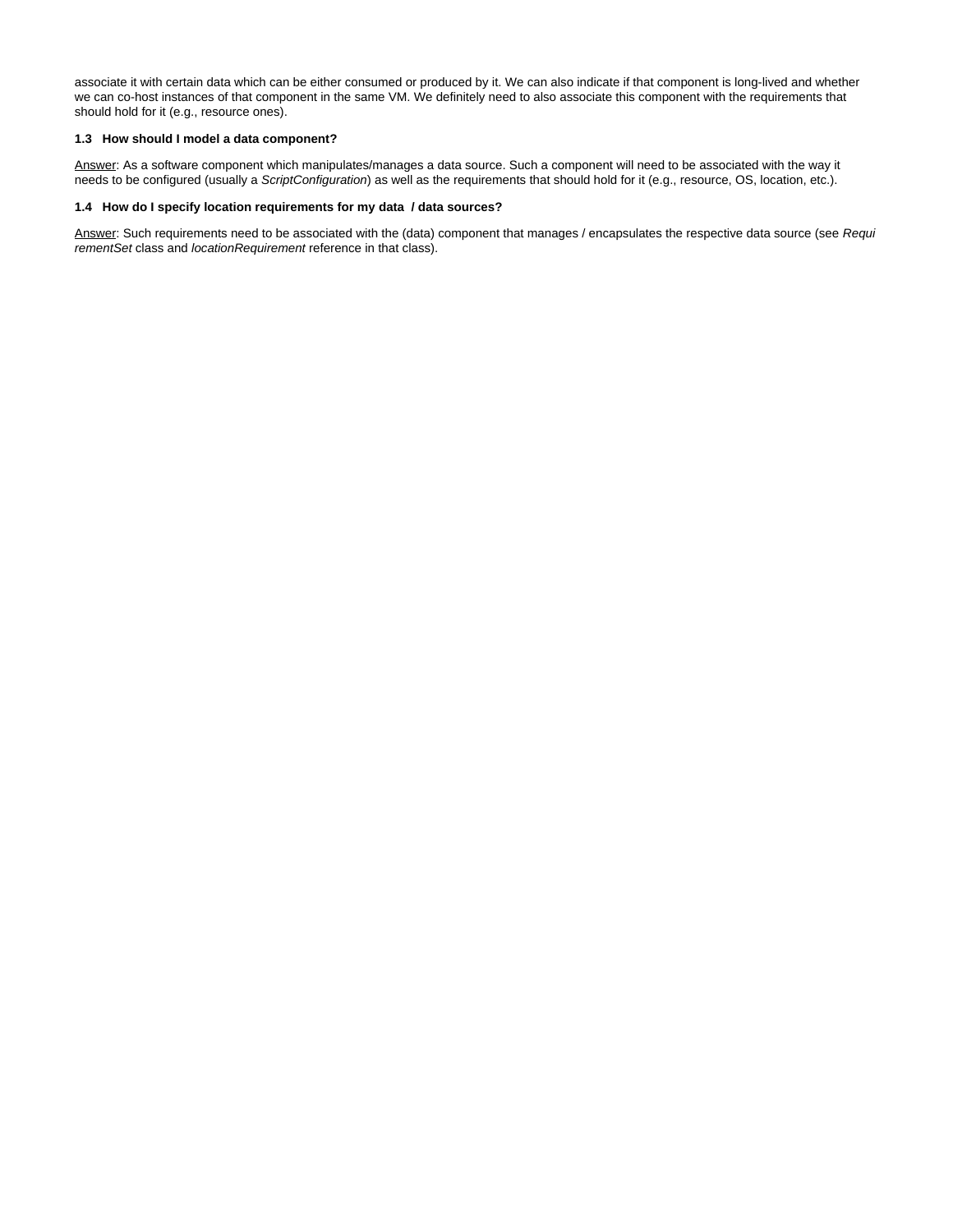associate it with certain data which can be either consumed or produced by it. We can also indicate if that component is long-lived and whether we can co-host instances of that component in the same VM. We definitely need to also associate this component with the requirements that should hold for it (e.g., resource ones).

### 1.3 How should I model a data component?

Answer: As a software component which manipulates/manages a data source. Such a component will need to be associated with the way it needs to be configured (usually a *ScriptConfiguration*) as well as the requirements that should hold for it (e.g., resource, OS, location, etc.).

### 1.4 How do I specify location requirements for my data / data sources?

Answer: Such requirements need to be associated with the (data) component that manages / encapsulates the respective data source (see *RequirementSet* class and *locationRequirement* reference in that class).